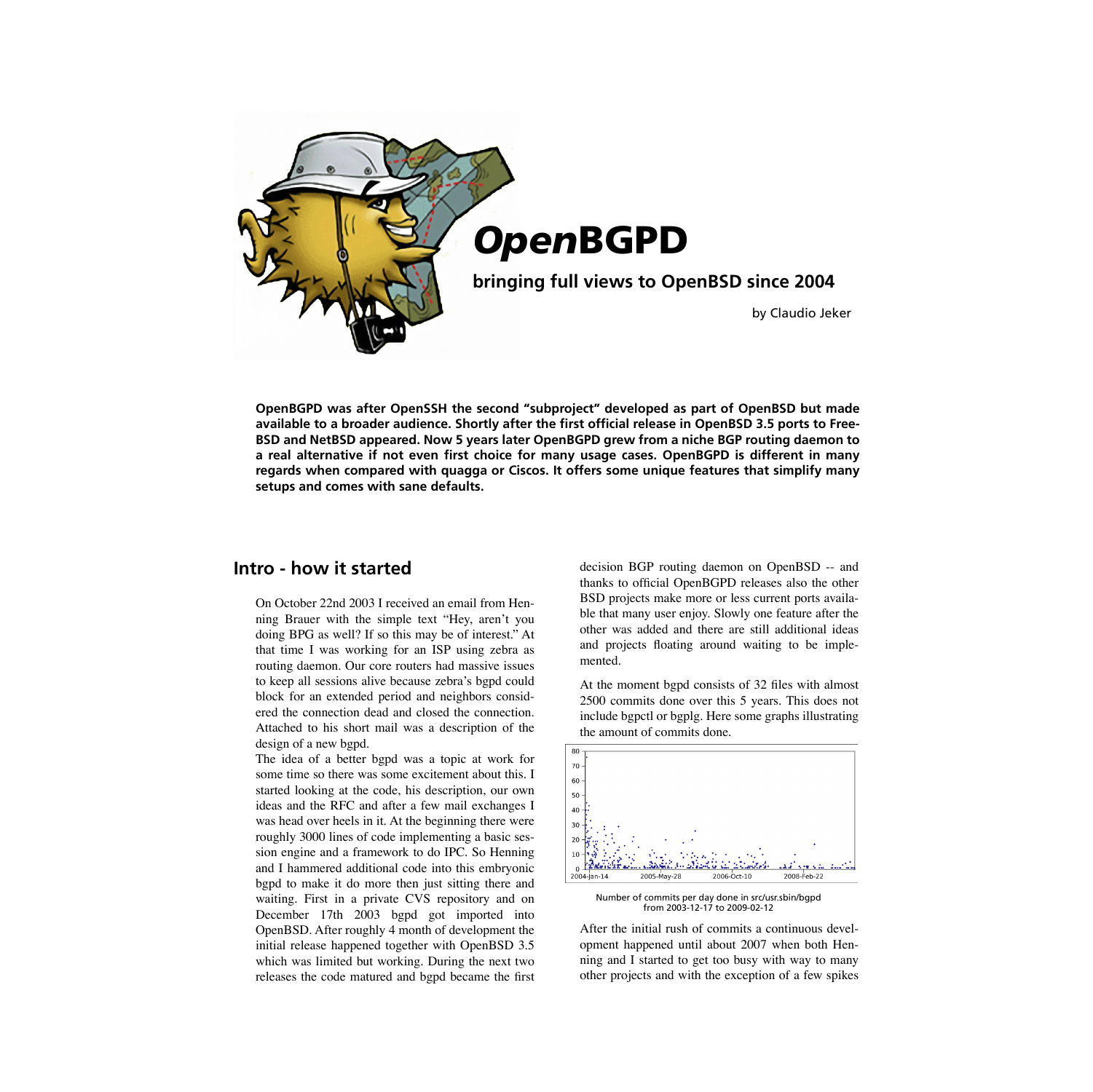# *Open*BGPD

## bringing full views to OpenBSD since 2004

by Claudio Jeker

**OpenBGPD was after OpenSSH the second "subproject" developed as part of OpenBSD but made available to a broader audience. Shortly after the first official release in OpenBSD 3.5 ports to FreeBSD and NetBSD appeared. Now 5 years later OpenBGPD grew from a niche BGP routing daemon to a real alternative if not even first choice for many usage cases. OpenBGPD is different in many regards when compared with quagga or Ciscos. It offers some unique features that simplify many setups and comes with sane defaults.**

## Intro - how it started

On October 22nd 2003 I received an email from Henning Brauer with the simple text "Hey, aren't you doing BPG as well? If so this may be of interest." At that time I was working for an ISP using zebra as routing daemon. Our core routers had massive issues to keep all sessions alive because zebra's bgpd could block for an extended period and neighbors considered the connection dead and closed the connection. Attached to his short mail was a description of the design of a new bgpd.

The idea of a better bgpd was a topic at work for some time so there was some excitement about this. I started looking at the code, his description, our own ideas and the RFC and after a few mail exchanges I was head over heels in it. At the beginning there were roughly 3000 lines of code implementing a basic session engine and a framework to do IPC. So Henning and I hammered additional code into this embryonic bgpd to make it do more then just sitting there and waiting. First in a private CVS repository and on December 17th 2003 bgpd got imported into OpenBSD. After roughly 4 month of development the initial release happened together with OpenBSD 3.5 which was limited but working. During the next two releases the code matured and bgpd became the first decision BGP routing daemon on OpenBSD -- and thanks to official OpenBGPD releases also the other BSD projects make more or less current ports available that many user enjoy. Slowly one feature after the other was added and there are still additional ideas and projects floating around waiting to be implemented.

At the moment bgpd consists of 32 files with almost 2500 commits done over this 5 years. This does not include bgpctl or bgplg. Here some graphs illustrating the amount of commits done.

Number of commits per day done in src/usr.sbin/bgpd from 2003-12-17 to 2009-02-12

After the initial rush of commits a continuous development happened until about 2007 when both Henning and I started to get too busy with way to many other projects and with the exception of a few spikes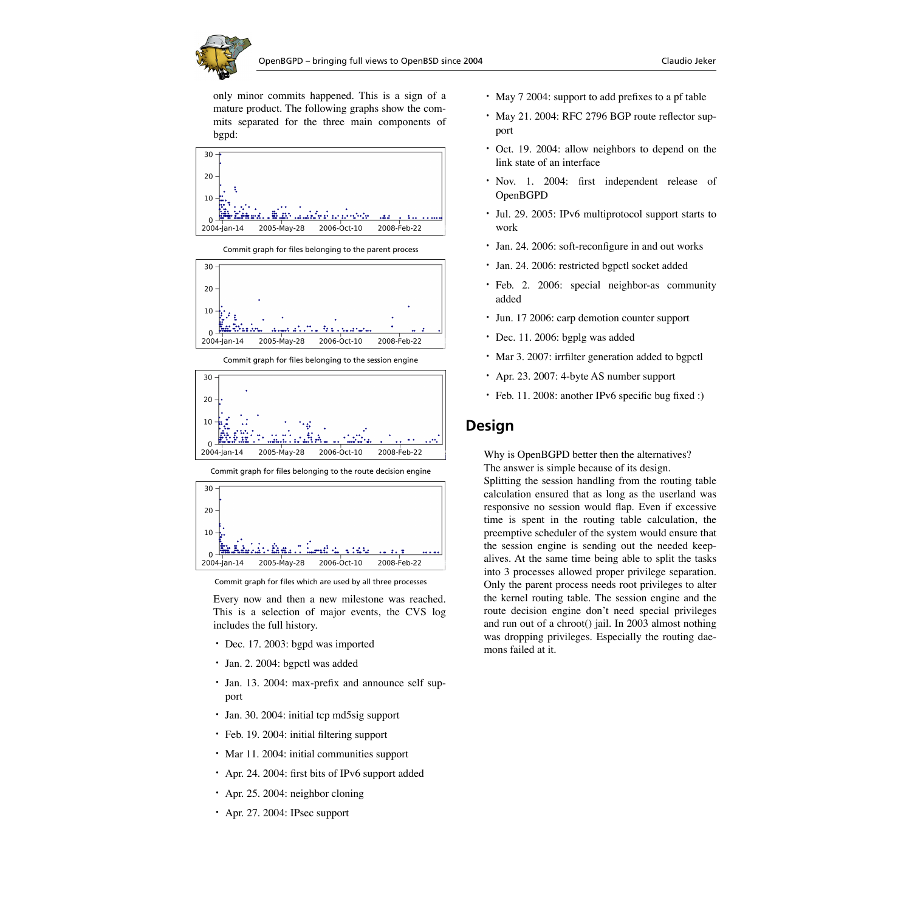only minor commits happened. This is a sign of a mature product. The following graphs show the commits separated for the three main components of bgpd:

Commit graph for files belonging to the parent process

Commit graph for files belonging to the session engine

Commit graph for files belonging to the route decision engine

Commit graph for files which are used by all three processes

Every now and then a new milestone was reached. This is a selection of major events, the CVS log includes the full history.

- Dec. 17. 2003: bgpd was imported
- Jan. 2. 2004: bgpctl was added
- Jan. 13. 2004: max-prefix and announce self support
- Jan. 30. 2004: initial tcp md5sig support
- Feb. 19. 2004: initial filtering support
- Mar 11. 2004: initial communities support
- Apr. 24. 2004: first bits of IPv6 support added
- Apr. 25. 2004: neighbor cloning
- Apr. 27. 2004: IPsec support
- May 7 2004: support to add prefixes to a pf table
- May 21. 2004: RFC 2796 BGP route reflector support
- Oct. 19. 2004: allow neighbors to depend on the link state of an interface
- Nov. 1. 2004: first independent release of OpenBGPD
- Jul. 29. 2005: IPv6 multiprotocol support starts to work
- Jan. 24. 2006: soft-reconfigure in and out works
- Jan. 24. 2006: restricted bgpctl socket added
- Feb. 2. 2006: special neighbor-as community added
- Jun. 17 2006: carp demotion counter support
- Dec. 11. 2006: bgplg was added
- Mar 3. 2007: irrfilter generation added to bgpctl
- Apr. 23. 2007: 4-byte AS number support
- Feb. 11. 2008: another IPv6 specific bug fixed :)

## Design

Why is OpenBGPD better then the alternatives?
The answer is simple because of its design.
Splitting the session handling from the routing table calculation ensured that as long as the userland was responsive no session would flap. Even if excessive time is spent in the routing table calculation, the preemptive scheduler of the system would ensure that the session engine is sending out the needed keep-alives. At the same time being able to split the tasks into 3 processes allowed proper privilege separation. Only the parent process needs root privileges to alter the kernel routing table. The session engine and the route decision engine don't need special privileges and run out of a chroot() jail. In 2003 almost nothing was dropping privileges. Especially the routing daemons failed at it.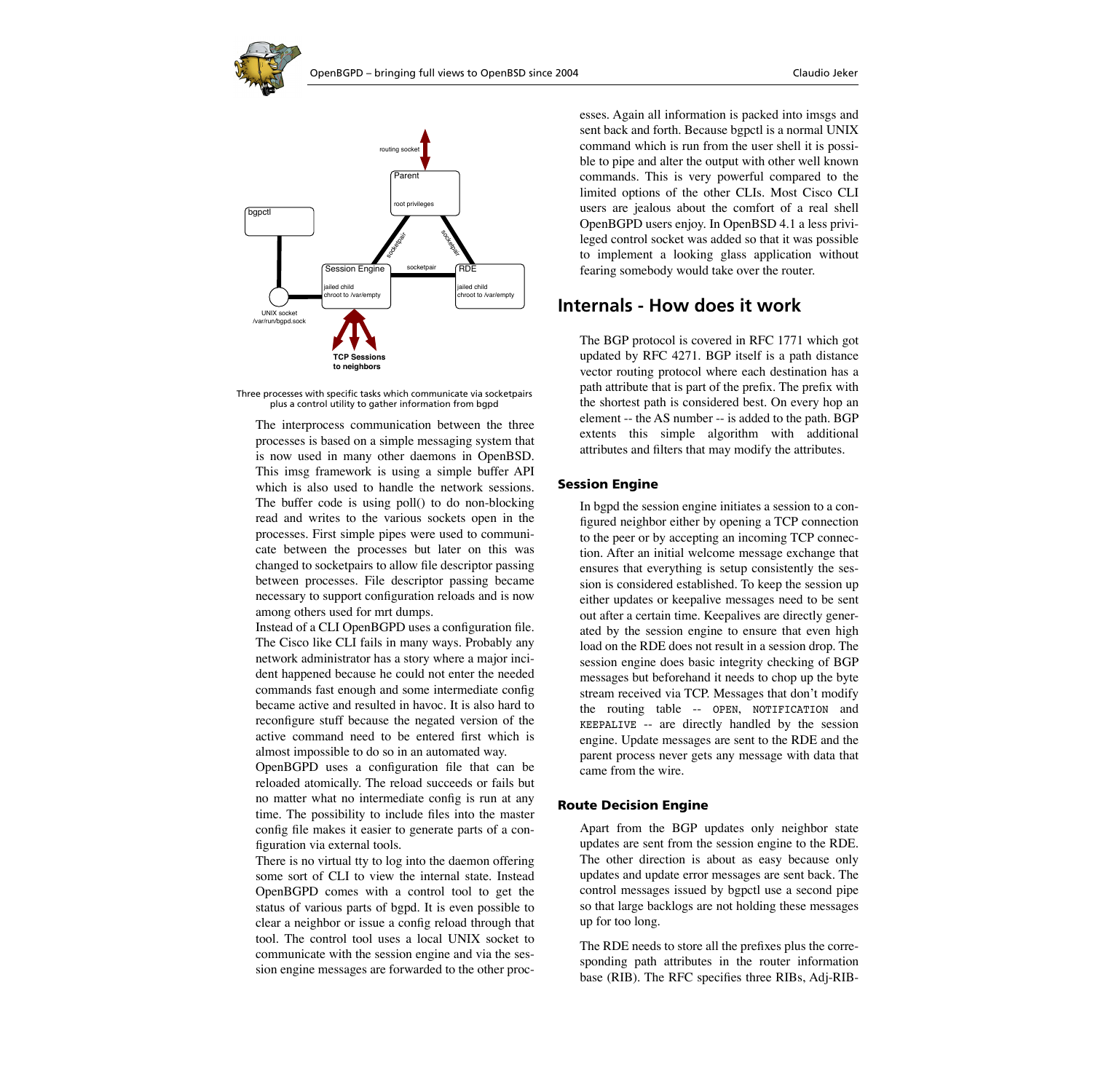Three processes with specific tasks which communicate via socketpairs plus a control utility to gather information from bgpd

The interprocess communication between the three processes is based on a simple messaging system that is now used in many other daemons in OpenBSD. This imsg framework is using a simple buffer API which is also used to handle the network sessions. The buffer code is using poll() to do non-blocking read and writes to the various sockets open in the processes. First simple pipes were used to communicate between the processes but later on this was changed to socketpairs to allow file descriptor passing between processes. File descriptor passing became necessary to support configuration reloads and is now among others used for mrt dumps.

Instead of a CLI OpenBGPD uses a configuration file. The Cisco like CLI fails in many ways. Probably any network administrator has a story where a major incident happened because he could not enter the needed commands fast enough and some intermediate config became active and resulted in havoc. It is also hard to reconfigure stuff because the negated version of the active command need to be entered first which is almost impossible to do so in an automated way.

OpenBGPD uses a configuration file that can be reloaded atomically. The reload succeeds or fails but no matter what no intermediate config is run at any time. The possibility to include files into the master config file makes it easier to generate parts of a configuration via external tools.

There is no virtual tty to log into the daemon offering some sort of CLI to view the internal state. Instead OpenBGPD comes with a control tool to get the status of various parts of bgpd. It is even possible to clear a neighbor or issue a config reload through that tool. The control tool uses a local UNIX socket to communicate with the session engine and via the session engine messages are forwarded to the other processes. Again all information is packed into imsgs and sent back and forth. Because bgpctl is a normal UNIX command which is run from the user shell it is possible to pipe and alter the output with other well known commands. This is very powerful compared to the limited options of the other CLIs. Most Cisco CLI users are jealous about the comfort of a real shell OpenBGPD users enjoy. In OpenBSD 4.1 a less privileged control socket was added so that it was possible to implement a looking glass application without fearing somebody would take over the router.

## Internals - How does it work

The BGP protocol is covered in RFC 1771 which got updated by RFC 4271. BGP itself is a path distance vector routing protocol where each destination has a path attribute that is part of the prefix. The prefix with the shortest path is considered best. On every hop an element -- the AS number -- is added to the path. BGP extents this simple algorithm with additional attributes and filters that may modify the attributes.

### Session Engine

In bgpd the session engine initiates a session to a configured neighbor either by opening a TCP connection to the peer or by accepting an incoming TCP connection. After an initial welcome message exchange that ensures that everything is setup consistently the session is considered established. To keep the session up either updates or keepalive messages need to be sent out after a certain time. Keepalives are directly generated by the session engine to ensure that even high load on the RDE does not result in a session drop. The session engine does basic integrity checking of BGP messages but beforehand it needs to chop up the byte stream received via TCP. Messages that don't modify the routing table -- `OPEN`, `NOTIFICATION` and `KEEPALIVE` -- are directly handled by the session engine. Update messages are sent to the RDE and the parent process never gets any message with data that came from the wire.

### Route Decision Engine

Apart from the BGP updates only neighbor state updates are sent from the session engine to the RDE. The other direction is about as easy because only updates and update error messages are sent back. The control messages issued by bgpctl use a second pipe so that large backlogs are not holding these messages up for too long.

The RDE needs to store all the prefixes plus the corresponding path attributes in the router information base (RIB). The RFC specifies three RIBs, Adj-RIB-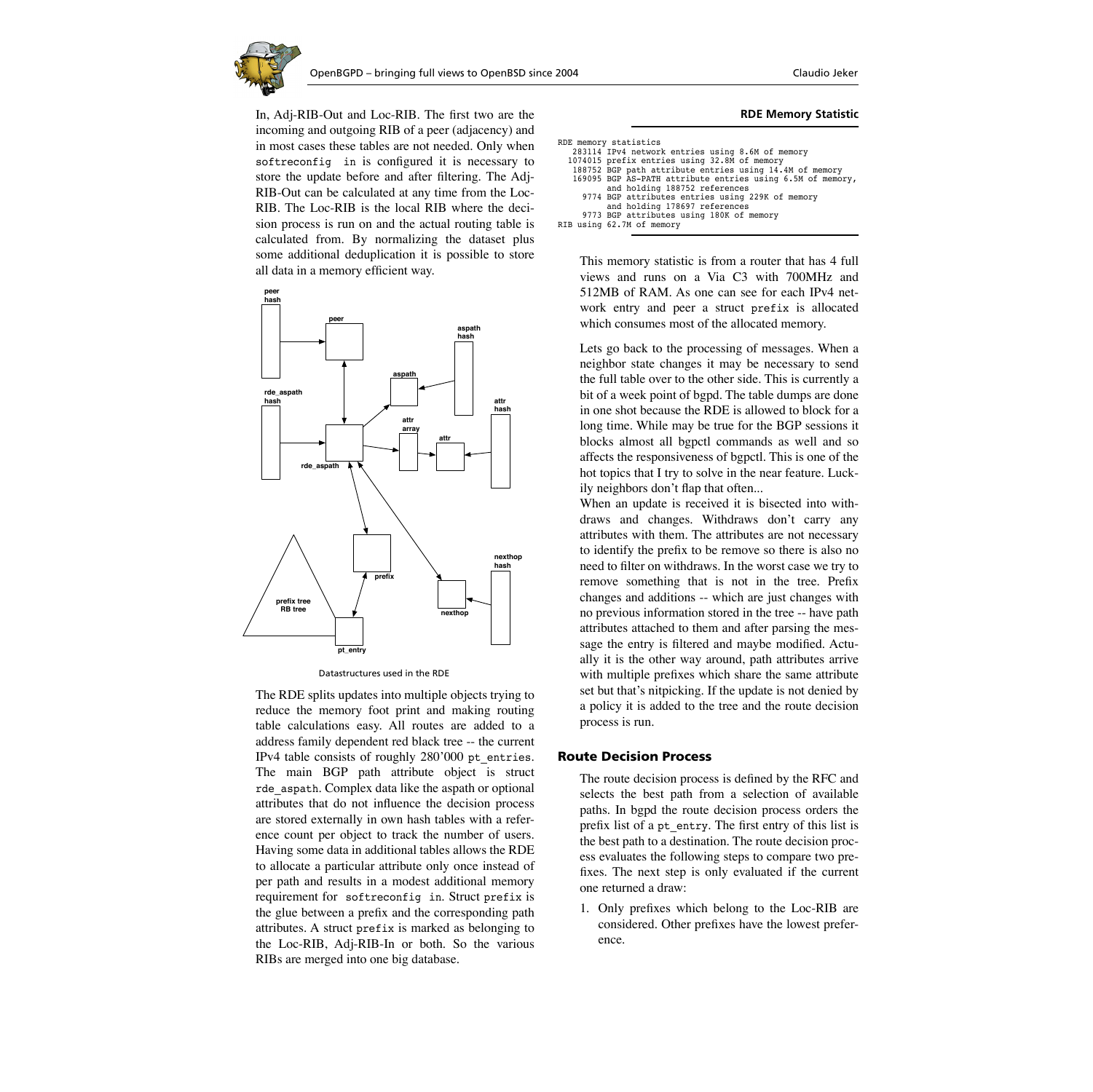In, Adj-RIB-Out and Loc-RIB. The first two are the incoming and outgoing RIB of a peer (adjacency) and in most cases these tables are not needed. Only when `softreconfig in` is configured it is necessary to store the update before and after filtering. The Adj-RIB-Out can be calculated at any time from the Loc-RIB. The Loc-RIB is the local RIB where the decision process is run on and the actual routing table is calculated from. By normalizing the dataset plus some additional deduplication it is possible to store all data in a memory efficient way.

Datastructures used in the RDE

The RDE splits updates into multiple objects trying to reduce the memory foot print and making routing table calculations easy. All routes are added to a address family dependent red black tree -- the current IPv4 table consists of roughly 280'000 `pt_entries`. The main BGP path attribute object is struct `rde_aspath`. Complex data like the aspath or optional attributes that do not influence the decision process are stored externally in own hash tables with a reference count per object to track the number of users. Having some data in additional tables allows the RDE to allocate a particular attribute only once instead of per path and results in a modest additional memory requirement for `softreconfig in`. Struct `prefix` is the glue between a prefix and the corresponding path attributes. A struct `prefix` is marked as belonging to the Loc-RIB, Adj-RIB-In or both. So the various RIBs are merged into one big database.

**RDE Memory Statistic**

```
RDE memory statistics
   283114 IPv4 network entries using 8.6M of memory
  1074015 prefix entries using 32.8M of memory
   188752 BGP path attribute entries using 14.4M of memory
   169095 BGP AS-PATH attribute entries using 6.5M of memory,
          and holding 188752 references
     9774 BGP attributes entries using 229K of memory
          and holding 178697 references
     9773 BGP attributes using 180K of memory
RIB using 62.7M of memory
```

This memory statistic is from a router that has 4 full views and runs on a Via C3 with 700MHz and 512MB of RAM. As one can see for each IPv4 network entry and peer a struct `prefix` is allocated which consumes most of the allocated memory.

Lets go back to the processing of messages. When a neighbor state changes it may be necessary to send the full table over to the other side. This is currently a bit of a week point of bgpd. The table dumps are done in one shot because the RDE is allowed to block for a long time. While may be true for the BGP sessions it blocks almost all bgpctl commands as well and so affects the responsiveness of bgpctl. This is one of the hot topics that I try to solve in the near feature. Luckily neighbors don't flap that often...

When an update is received it is bisected into withdraws and changes. Withdraws don't carry any attributes with them. The attributes are not necessary to identify the prefix to be remove so there is also no need to filter on withdraws. In the worst case we try to remove something that is not in the tree. Prefix changes and additions -- which are just changes with no previous information stored in the tree -- have path attributes attached to them and after parsing the message the entry is filtered and maybe modified. Actually it is the other way around, path attributes arrive with multiple prefixes which share the same attribute set but that's nitpicking. If the update is not denied by a policy it is added to the tree and the route decision process is run.

## Route Decision Process

The route decision process is defined by the RFC and selects the best path from a selection of available paths. In bgpd the route decision process orders the prefix list of a `pt_entry`. The first entry of this list is the best path to a destination. The route decision process evaluates the following steps to compare two prefixes. The next step is only evaluated if the current one returned a draw:

1. Only prefixes which belong to the Loc-RIB are considered. Other prefixes have the lowest preference.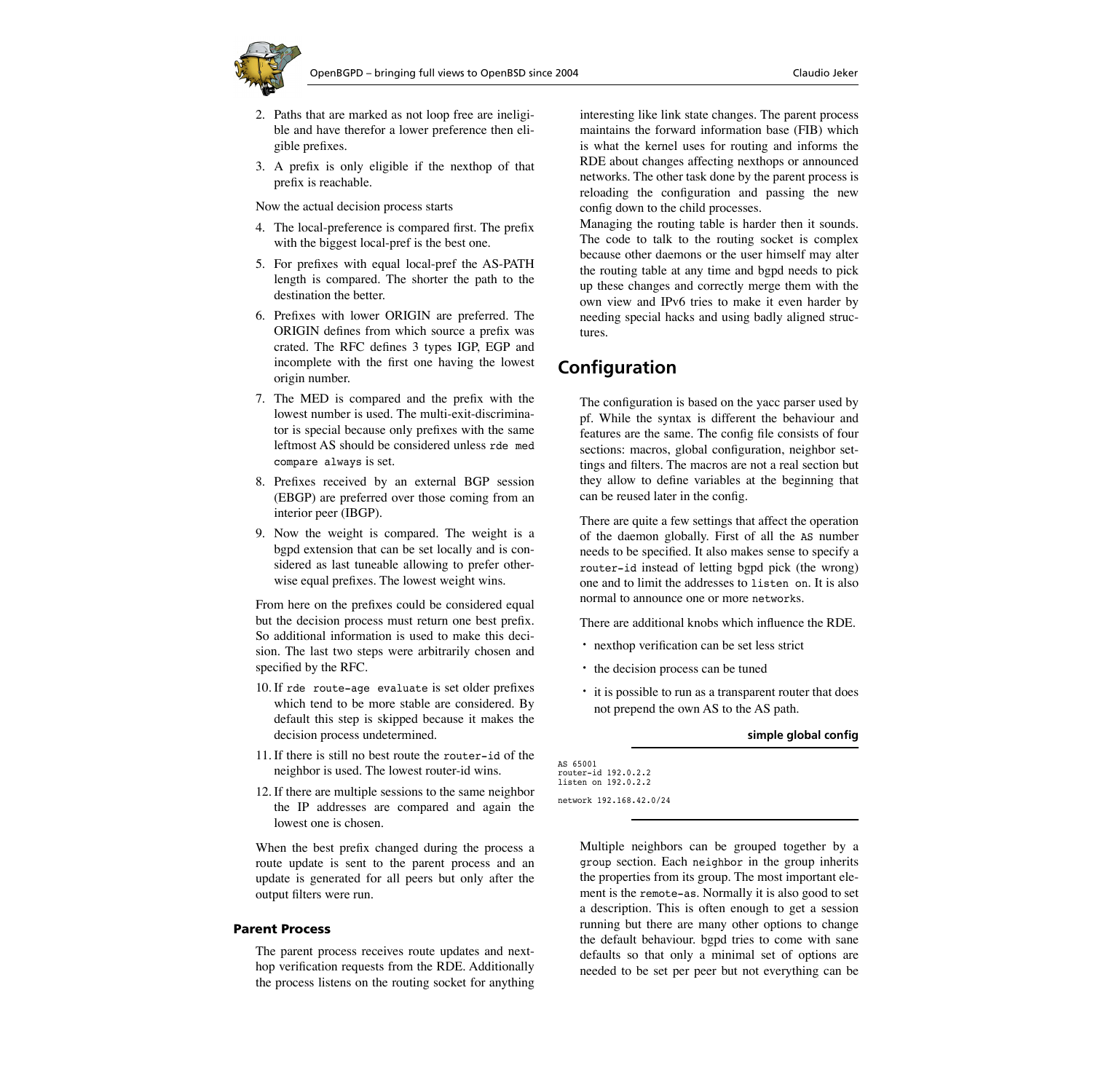2. Paths that are marked as not loop free are ineligible and have therefor a lower preference then eligible prefixes.
3. A prefix is only eligible if the nexthop of that prefix is reachable.

Now the actual decision process starts

4. The local-preference is compared first. The prefix with the biggest local-pref is the best one.
5. For prefixes with equal local-pref the AS-PATH length is compared. The shorter the path to the destination the better.
6. Prefixes with lower ORIGIN are preferred. The ORIGIN defines from which source a prefix was crated. The RFC defines 3 types IGP, EGP and incomplete with the first one having the lowest origin number.
7. The MED is compared and the prefix with the lowest number is used. The multi-exit-discriminator is special because only prefixes with the same leftmost AS should be considered unless `rde med compare always` is set.
8. Prefixes received by an external BGP session (EBGP) are preferred over those coming from an interior peer (IBGP).
9. Now the weight is compared. The weight is a bgpd extension that can be set locally and is considered as last tuneable allowing to prefer otherwise equal prefixes. The lowest weight wins.

From here on the prefixes could be considered equal but the decision process must return one best prefix. So additional information is used to make this decision. The last two steps were arbitrarily chosen and specified by the RFC.

10. If `rde route-age evaluate` is set older prefixes which tend to be more stable are considered. By default this step is skipped because it makes the decision process undetermined.
11. If there is still no best route the `router-id` of the neighbor is used. The lowest router-id wins.
12. If there are multiple sessions to the same neighbor the IP addresses are compared and again the lowest one is chosen.

When the best prefix changed during the process a route update is sent to the parent process and an update is generated for all peers but only after the output filters were run.

### Parent Process

The parent process receives route updates and nexthop verification requests from the RDE. Additionally the process listens on the routing socket for anything interesting like link state changes. The parent process maintains the forward information base (FIB) which is what the kernel uses for routing and informs the RDE about changes affecting nexthops or announced networks. The other task done by the parent process is reloading the configuration and passing the new config down to the child processes.
Managing the routing table is harder then it sounds. The code to talk to the routing socket is complex because other daemons or the user himself may alter the routing table at any time and bgpd needs to pick up these changes and correctly merge them with the own view and IPv6 tries to make it even harder by needing special hacks and using badly aligned structures.

## Configuration

The configuration is based on the yacc parser used by pf. While the syntax is different the behaviour and features are the same. The config file consists of four sections: macros, global configuration, neighbor settings and filters. The macros are not a real section but they allow to define variables at the beginning that can be reused later in the config.

There are quite a few settings that affect the operation of the daemon globally. First of all the `AS` number needs to be specified. It also makes sense to specify a `router-id` instead of letting bgpd pick (the wrong) one and to limit the addresses to `listen on`. It is also normal to announce one or more `networks`.

There are additional knobs which influence the RDE.

- nexthop verification can be set less strict
- the decision process can be tuned
- it is possible to run as a transparent router that does not prepend the own AS to the AS path.

**simple global config**

```
AS 65001
router-id 192.0.2.2
listen on 192.0.2.2

network 192.168.42.0/24
```

Multiple neighbors can be grouped together by a `group` section. Each `neighbor` in the group inherits the properties from its group. The most important element is the `remote-as`. Normally it is also good to set a description. This is often enough to get a session running but there are many other options to change the default behaviour. bgpd tries to come with sane defaults so that only a minimal set of options are needed to be set per peer but not everything can be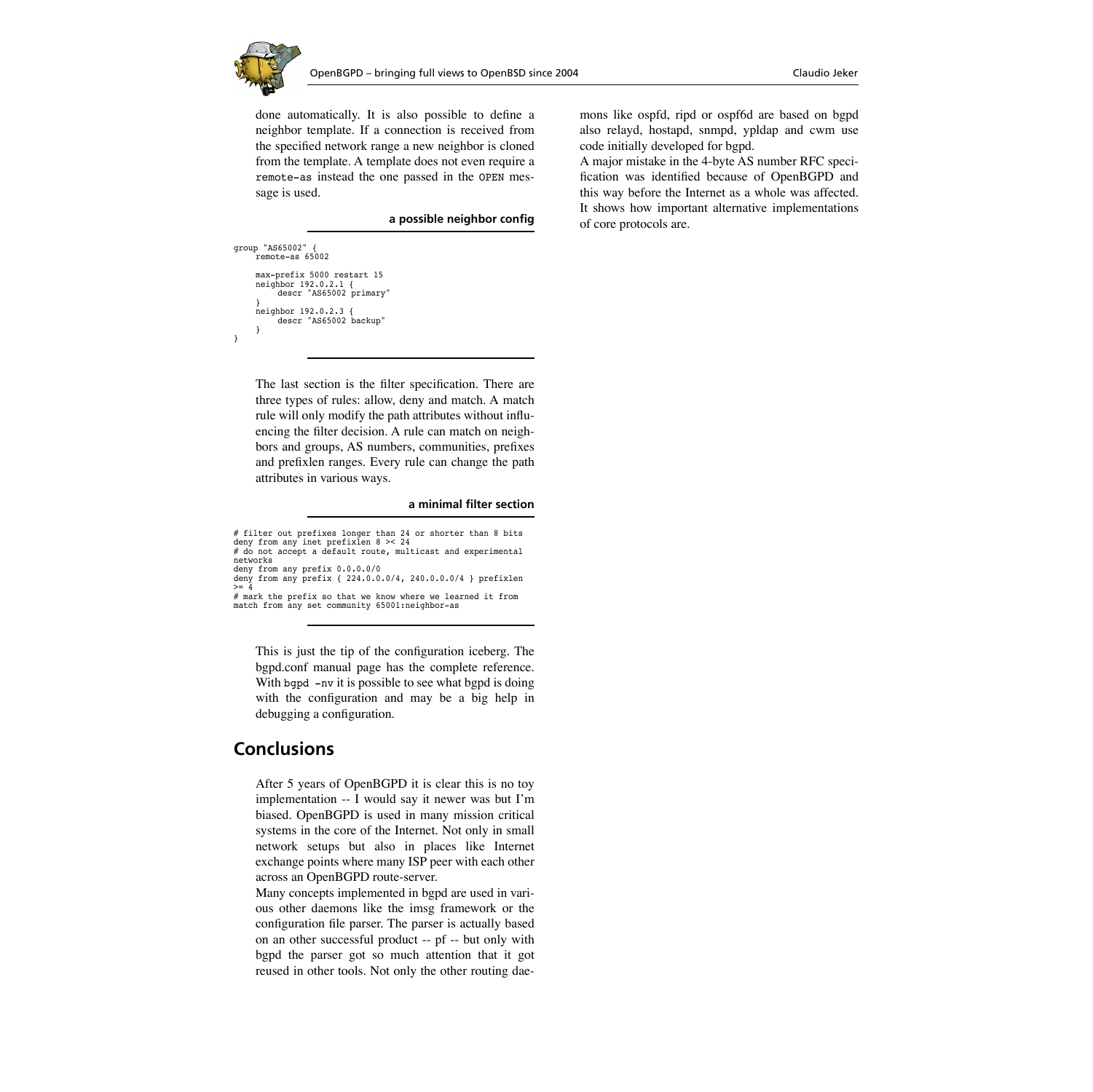done automatically. It is also possible to define a neighbor template. If a connection is received from the specified network range a new neighbor is cloned from the template. A template does not even require a `remote-as` instead the one passed in the `OPEN` message is used.

**a possible neighbor config**

```
group "AS65002" {
     remote-as 65002

     max-prefix 5000 restart 15
     neighbor 192.0.2.1 {
          descr "AS65002 primary"
     }
     neighbor 192.0.2.3 {
          descr "AS65002 backup"
     }
}
```

The last section is the filter specification. There are three types of rules: allow, deny and match. A match rule will only modify the path attributes without influencing the filter decision. A rule can match on neighbors and groups, AS numbers, communities, prefixes and prefixlen ranges. Every rule can change the path attributes in various ways.

**a minimal filter section**

```
# filter out prefixes longer than 24 or shorter than 8 bits
deny from any inet prefixlen 8 >< 24
# do not accept a default route, multicast and experimental
networks
deny from any prefix 0.0.0.0/0
deny from any prefix { 224.0.0.0/4, 240.0.0.0/4 } prefixlen
>= 4
# mark the prefix so that we know where we learned it from
match from any set community 65001:neighbor-as
```

This is just the tip of the configuration iceberg. The bgpd.conf manual page has the complete reference. With `bgpd -nv` it is possible to see what bgpd is doing with the configuration and may be a big help in debugging a configuration.

## Conclusions

After 5 years of OpenBGPD it is clear this is no toy implementation -- I would say it newer was but I'm biased. OpenBGPD is used in many mission critical systems in the core of the Internet. Not only in small network setups but also in places like Internet exchange points where many ISP peer with each other across an OpenBGPD route-server.

Many concepts implemented in bgpd are used in various other daemons like the imsg framework or the configuration file parser. The parser is actually based on an other successful product -- pf -- but only with bgpd the parser got so much attention that it got reused in other tools. Not only the other routing daemons like ospfd, ripd or ospf6d are based on bgpd also relayd, hostapd, snmpd, ypldap and cwm use code initially developed for bgpd.

A major mistake in the 4-byte AS number RFC specification was identified because of OpenBGPD and this way before the Internet as a whole was affected. It shows how important alternative implementations of core protocols are.